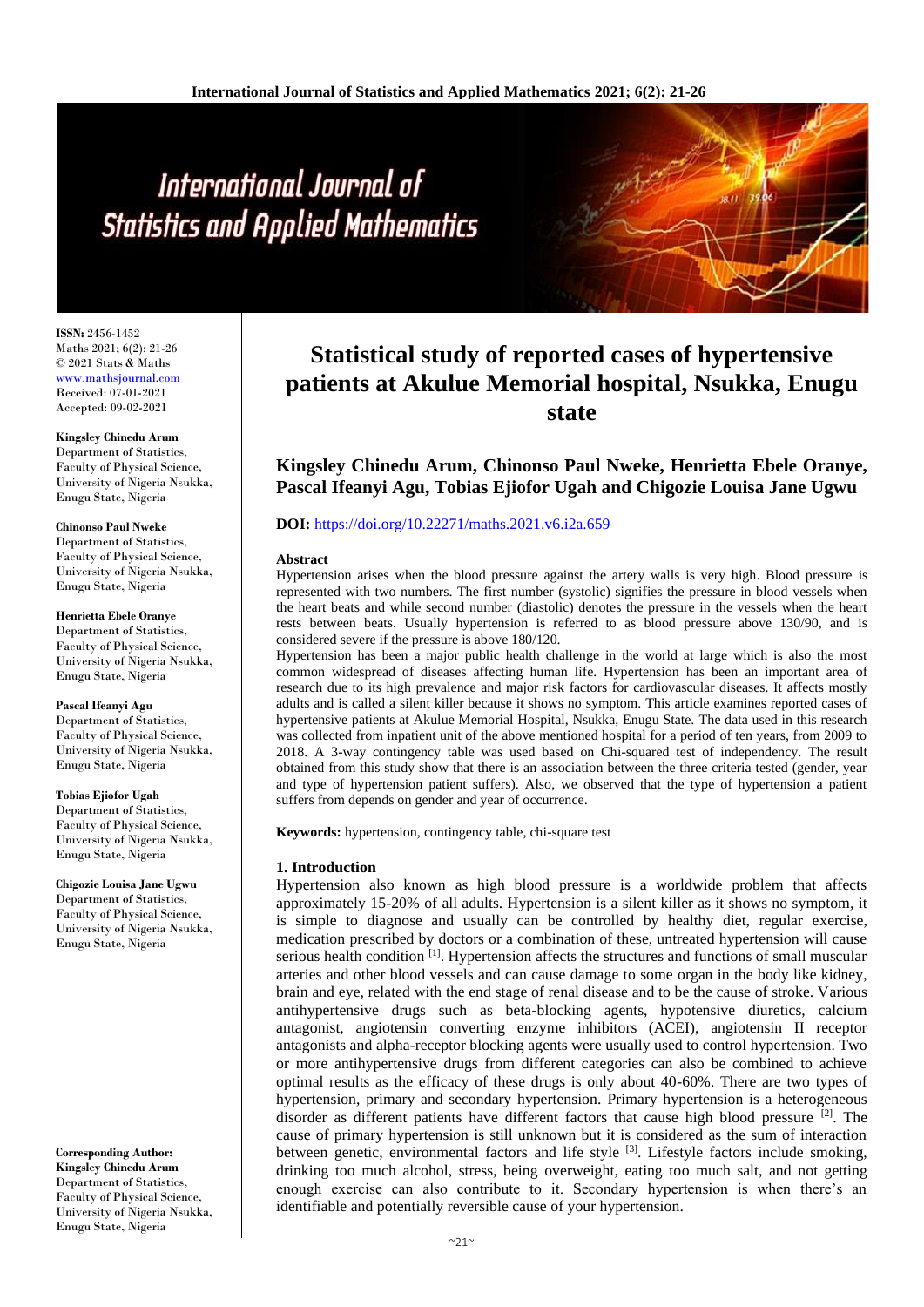ISSN: 2456-1452
Maths 2021; 6(2): 21-26
© 2021 Stats & Maths
www.mathsjournal.com
Received: 07-01-2021
Accepted: 09-02-2021

**Kingsley Chinedu Arum**
Department of Statistics, Faculty of Physical Science, University of Nigeria Nsukka, Enugu State, Nigeria

**Chinonso Paul Nweke**
Department of Statistics, Faculty of Physical Science, University of Nigeria Nsukka, Enugu State, Nigeria

**Henrietta Ebele Oranye**
Department of Statistics, Faculty of Physical Science, University of Nigeria Nsukka, Enugu State, Nigeria

**Pascal Ifeanyi Agu**
Department of Statistics, Faculty of Physical Science, University of Nigeria Nsukka, Enugu State, Nigeria

**Tobias Ejiofor Ugah**
Department of Statistics, Faculty of Physical Science, University of Nigeria Nsukka, Enugu State, Nigeria

**Chigozie Louisa Jane Ugwu**
Department of Statistics, Faculty of Physical Science, University of Nigeria Nsukka, Enugu State, Nigeria

**Corresponding Author:**
**Kingsley Chinedu Arum**
Department of Statistics, Faculty of Physical Science, University of Nigeria Nsukka, Enugu State, Nigeria

# Statistical study of reported cases of hypertensive patients at Akulue Memorial hospital, Nsukka, Enugu state

**Kingsley Chinedu Arum, Chinonso Paul Nweke, Henrietta Ebele Oranye, Pascal Ifeanyi Agu, Tobias Ejiofor Ugah and Chigozie Louisa Jane Ugwu**

**DOI:** https://doi.org/10.22271/maths.2021.v6.i2a.659

## Abstract

Hypertension arises when the blood pressure against the artery walls is very high. Blood pressure is represented with two numbers. The first number (systolic) signifies the pressure in blood vessels when the heart beats and while second number (diastolic) denotes the pressure in the vessels when the heart rests between beats. Usually hypertension is referred to as blood pressure above 130/90, and is considered severe if the pressure is above 180/120.

Hypertension has been a major public health challenge in the world at large which is also the most common widespread of diseases affecting human life. Hypertension has been an important area of research due to its high prevalence and major risk factors for cardiovascular diseases. It affects mostly adults and is called a silent killer because it shows no symptom. This article examines reported cases of hypertensive patients at Akulue Memorial Hospital, Nsukka, Enugu State. The data used in this research was collected from inpatient unit of the above mentioned hospital for a period of ten years, from 2009 to 2018. A 3-way contingency table was used based on Chi-squared test of independency. The result obtained from this study show that there is an association between the three criteria tested (gender, year and type of hypertension patient suffers). Also, we observed that the type of hypertension a patient suffers from depends on gender and year of occurrence.

**Keywords:** hypertension, contingency table, chi-square test

## 1. Introduction

Hypertension also known as high blood pressure is a worldwide problem that affects approximately 15-20% of all adults. Hypertension is a silent killer as it shows no symptom, it is simple to diagnose and usually can be controlled by healthy diet, regular exercise, medication prescribed by doctors or a combination of these, untreated hypertension will cause serious health condition [1]. Hypertension affects the structures and functions of small muscular arteries and other blood vessels and can cause damage to some organ in the body like kidney, brain and eye, related with the end stage of renal disease and to be the cause of stroke. Various antihypertensive drugs such as beta-blocking agents, hypotensive diuretics, calcium antagonist, angiotensin converting enzyme inhibitors (ACEI), angiotensin II receptor antagonists and alpha-receptor blocking agents were usually used to control hypertension. Two or more antihypertensive drugs from different categories can also be combined to achieve optimal results as the efficacy of these drugs is only about 40-60%. There are two types of hypertension, primary and secondary hypertension. Primary hypertension is a heterogeneous disorder as different patients have different factors that cause high blood pressure [2]. The cause of primary hypertension is still unknown but it is considered as the sum of interaction between genetic, environmental factors and life style [3]. Lifestyle factors include smoking, drinking too much alcohol, stress, being overweight, eating too much salt, and not getting enough exercise can also contribute to it. Secondary hypertension is when there's an identifiable and potentially reversible cause of your hypertension.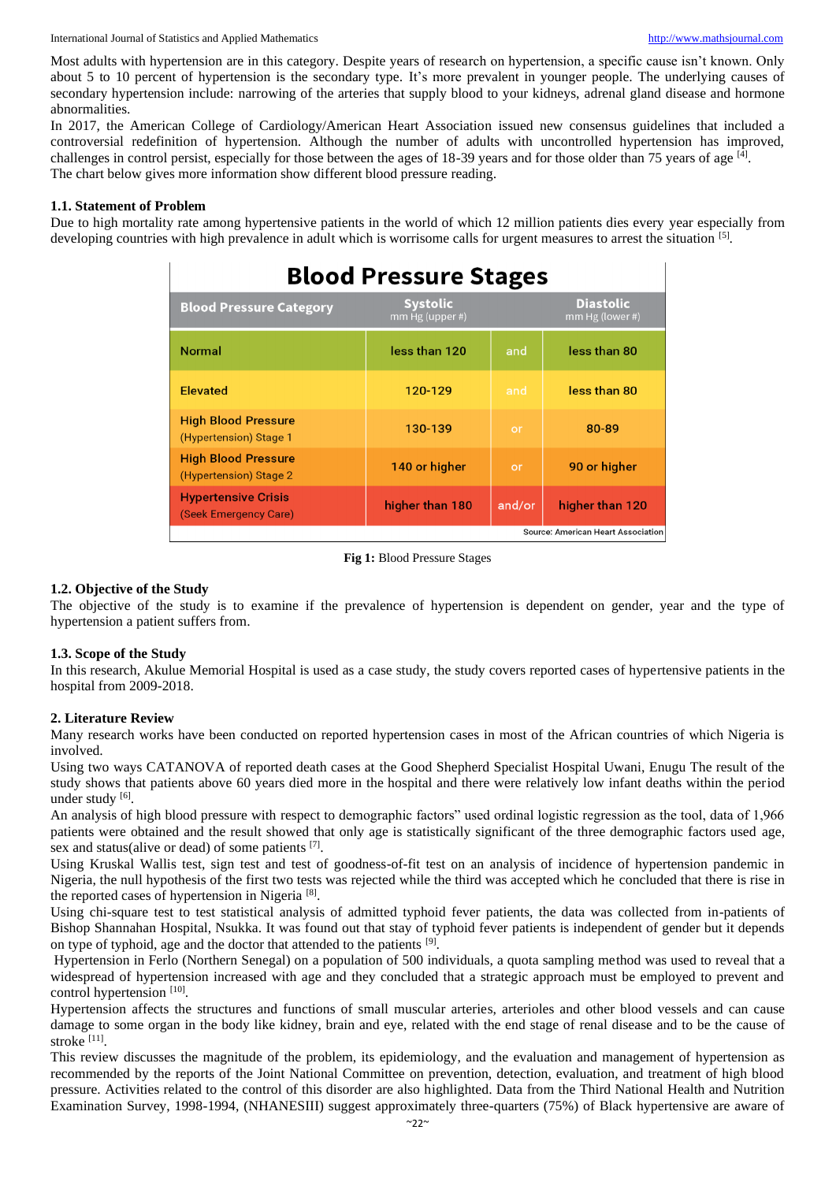Most adults with hypertension are in this category. Despite years of research on hypertension, a specific cause isn't known. Only about 5 to 10 percent of hypertension is the secondary type. It's more prevalent in younger people. The underlying causes of secondary hypertension include: narrowing of the arteries that supply blood to your kidneys, adrenal gland disease and hormone abnormalities.

In 2017, the American College of Cardiology/American Heart Association issued new consensus guidelines that included a controversial redefinition of hypertension. Although the number of adults with uncontrolled hypertension has improved, challenges in control persist, especially for those between the ages of 18-39 years and for those older than 75 years of age [4].

The chart below gives more information show different blood pressure reading.

### 1.1. Statement of Problem

Due to high mortality rate among hypertensive patients in the world of which 12 million patients dies every year especially from developing countries with high prevalence in adult which is worrisome calls for urgent measures to arrest the situation [5].

**Blood Pressure Stages**

| Blood Pressure Category | Systolic mm Hg (upper #) | | Diastolic mm Hg (lower #) |
|---|---|---|---|
| Normal | less than 120 | and | less than 80 |
| Elevated | 120-129 | and | less than 80 |
| High Blood Pressure (Hypertension) Stage 1 | 130-139 | or | 80-89 |
| High Blood Pressure (Hypertension) Stage 2 | 140 or higher | or | 90 or higher |
| Hypertensive Crisis (Seek Emergency Care) | higher than 180 | and/or | higher than 120 |

Source: American Heart Association

**Fig 1:** Blood Pressure Stages

### 1.2. Objective of the Study

The objective of the study is to examine if the prevalence of hypertension is dependent on gender, year and the type of hypertension a patient suffers from.

### 1.3. Scope of the Study

In this research, Akulue Memorial Hospital is used as a case study, the study covers reported cases of hypertensive patients in the hospital from 2009-2018.

## 2. Literature Review

Many research works have been conducted on reported hypertension cases in most of the African countries of which Nigeria is involved.

Using two ways CATANOVA of reported death cases at the Good Shepherd Specialist Hospital Uwani, Enugu The result of the study shows that patients above 60 years died more in the hospital and there were relatively low infant deaths within the period under study [6].

An analysis of high blood pressure with respect to demographic factors" used ordinal logistic regression as the tool, data of 1,966 patients were obtained and the result showed that only age is statistically significant of the three demographic factors used age, sex and status(alive or dead) of some patients [7].

Using Kruskal Wallis test, sign test and test of goodness-of-fit test on an analysis of incidence of hypertension pandemic in Nigeria, the null hypothesis of the first two tests was rejected while the third was accepted which he concluded that there is rise in the reported cases of hypertension in Nigeria [8].

Using chi-square test to test statistical analysis of admitted typhoid fever patients, the data was collected from in-patients of Bishop Shannahan Hospital, Nsukka. It was found out that stay of typhoid fever patients is independent of gender but it depends on type of typhoid, age and the doctor that attended to the patients [9].

Hypertension in Ferlo (Northern Senegal) on a population of 500 individuals, a quota sampling method was used to reveal that a widespread of hypertension increased with age and they concluded that a strategic approach must be employed to prevent and control hypertension [10].

Hypertension affects the structures and functions of small muscular arteries, arterioles and other blood vessels and can cause damage to some organ in the body like kidney, brain and eye, related with the end stage of renal disease and to be the cause of stroke [11].

This review discusses the magnitude of the problem, its epidemiology, and the evaluation and management of hypertension as recommended by the reports of the Joint National Committee on prevention, detection, evaluation, and treatment of high blood pressure. Activities related to the control of this disorder are also highlighted. Data from the Third National Health and Nutrition Examination Survey, 1998-1994, (NHANESIII) suggest approximately three-quarters (75%) of Black hypertensive are aware of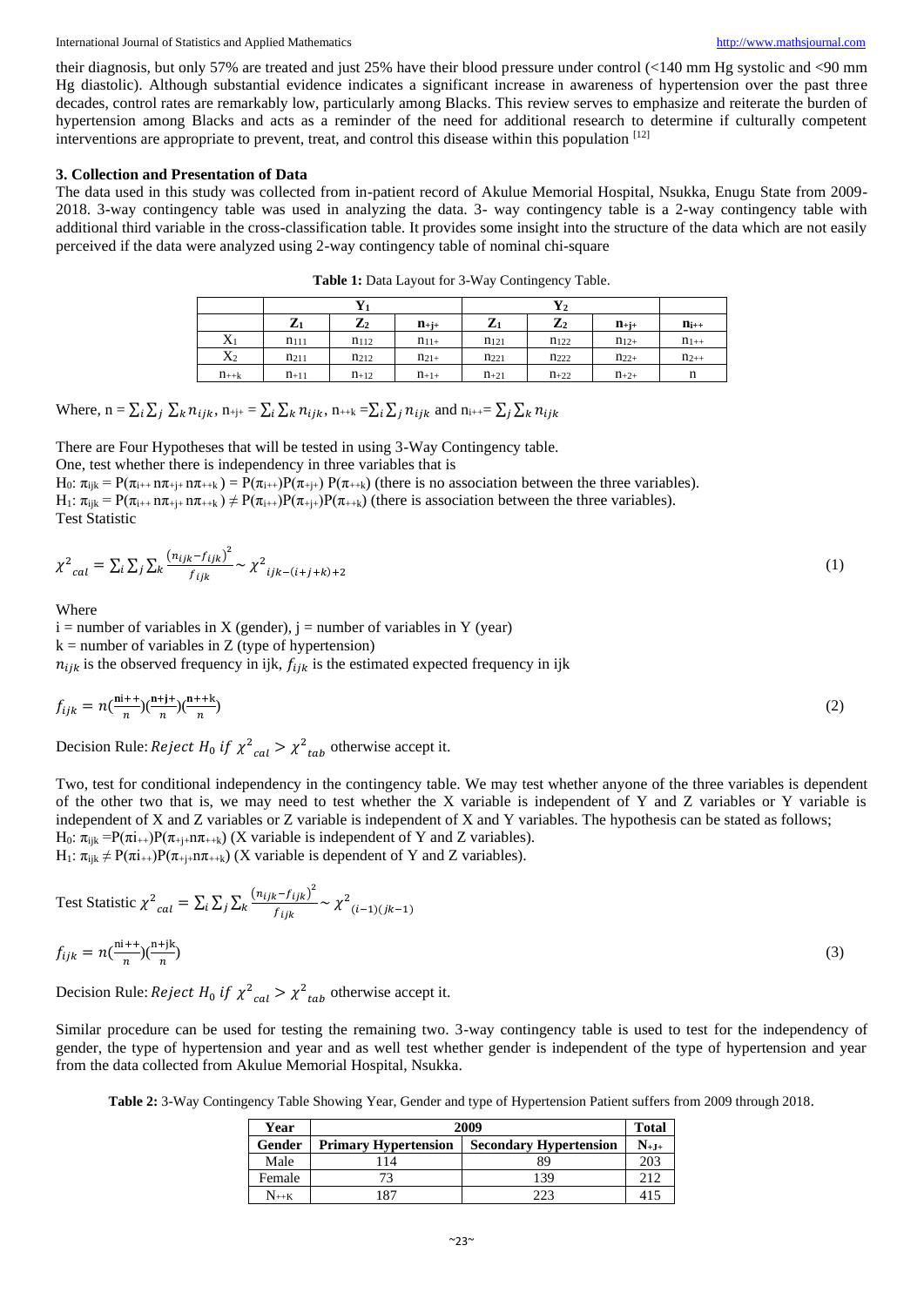their diagnosis, but only 57% are treated and just 25% have their blood pressure under control (<140 mm Hg systolic and <90 mm Hg diastolic). Although substantial evidence indicates a significant increase in awareness of hypertension over the past three decades, control rates are remarkably low, particularly among Blacks. This review serves to emphasize and reiterate the burden of hypertension among Blacks and acts as a reminder of the need for additional research to determine if culturally competent interventions are appropriate to prevent, treat, and control this disease within this population [12]

### 3. Collection and Presentation of Data

The data used in this study was collected from in-patient record of Akulue Memorial Hospital, Nsukka, Enugu State from 2009-2018. 3-way contingency table was used in analyzing the data. 3- way contingency table is a 2-way contingency table with additional third variable in the cross-classification table. It provides some insight into the structure of the data which are not easily perceived if the data were analyzed using 2-way contingency table of nominal chi-square

**Table 1:** Data Layout for 3-Way Contingency Table.

| | $Y_1$ | | | $Y_2$ | | | |
|---|---|---|---|---|---|---|---|
| | $Z_1$ | $Z_2$ | $n_{+j+}$ | $Z_1$ | $Z_2$ | $n_{+j+}$ | $n_{i++}$ |
| $X_1$ | $n_{111}$ | $n_{112}$ | $n_{11+}$ | $n_{121}$ | $n_{122}$ | $n_{12+}$ | $n_{1++}$ |
| $X_2$ | $n_{211}$ | $n_{212}$ | $n_{21+}$ | $n_{221}$ | $n_{222}$ | $n_{22+}$ | $n_{2++}$ |
| $n_{++k}$ | $n_{+11}$ | $n_{+12}$ | $n_{+1+}$ | $n_{+21}$ | $n_{+22}$ | $n_{+2+}$ | n |

Where, $n = \sum_i \sum_j \sum_k n_{ijk}$, $n_{+j+} = \sum_i \sum_k n_{ijk}$, $n_{++k} = \sum_i \sum_j n_{ijk}$ and $n_{i++} = \sum_j \sum_k n_{ijk}$

There are Four Hypotheses that will be tested in using 3-Way Contingency table.

One, test whether there is independency in three variables that is

$H_0$: $\pi_{ijk} = P(\pi_{i++}\, n\pi_{+j+}\, n\pi_{++k}) = P(\pi_{i++})P(\pi_{+j+})\, P(\pi_{++k})$ (there is no association between the three variables).

$H_1$: $\pi_{ijk} = P(\pi_{i++}\, n\pi_{+j+}\, n\pi_{++k}) \neq P(\pi_{i++})P(\pi_{+j+})P(\pi_{++k})$ (there is association between the three variables).

Test Statistic

$$\chi^2_{cal} = \sum_i \sum_j \sum_k \frac{(n_{ijk} - f_{ijk})^2}{f_{ijk}} \sim \chi^2_{ijk-(i+j+k)+2} \tag{1}$$

Where

i = number of variables in X (gender), j = number of variables in Y (year)

k = number of variables in Z (type of hypertension)

$n_{ijk}$ is the observed frequency in ijk, $f_{ijk}$ is the estimated expected frequency in ijk

$$f_{ijk} = n\left(\frac{n_{i++}}{n}\right)\left(\frac{n_{+j+}}{n}\right)\left(\frac{n_{++k}}{n}\right) \tag{2}$$

Decision Rule: $Reject\ H_0\ if\ \chi^2_{cal} > \chi^2_{tab}$ otherwise accept it.

Two, test for conditional independency in the contingency table. We may test whether anyone of the three variables is dependent of the other two that is, we may need to test whether the X variable is independent of Y and Z variables or Y variable is independent of X and Z variables or Z variable is independent of X and Y variables. The hypothesis can be stated as follows;

$H_0$: $\pi_{ijk} = P(\pi i_{++})P(\pi_{+j+} n\pi_{++k})$ (X variable is independent of Y and Z variables).

$H_1$: $\pi_{ijk} \neq P(\pi i_{++})P(\pi_{+j+} n\pi_{++k})$ (X variable is dependent of Y and Z variables).

Test Statistic $\chi^2_{cal} = \sum_i \sum_j \sum_k \frac{(n_{ijk} - f_{ijk})^2}{f_{ijk}} \sim \chi^2_{(i-1)(jk-1)}$

$$f_{ijk} = n\left(\frac{n_{i++}}{n}\right)\left(\frac{n_{+jk}}{n}\right) \tag{3}$$

Decision Rule: $Reject\ H_0\ if\ \chi^2_{cal} > \chi^2_{tab}$ otherwise accept it.

Similar procedure can be used for testing the remaining two. 3-way contingency table is used to test for the independency of gender, the type of hypertension and year and as well test whether gender is independent of the type of hypertension and year from the data collected from Akulue Memorial Hospital, Nsukka.

**Table 2:** 3-Way Contingency Table Showing Year, Gender and type of Hypertension Patient suffers from 2009 through 2018.

| Year | 2009 | | Total |
|---|---|---|---|
| Gender | Primary Hypertension | Secondary Hypertension | $N_{+J+}$ |
| Male | 114 | 89 | 203 |
| Female | 73 | 139 | 212 |
| $N_{++K}$ | 187 | 223 | 415 |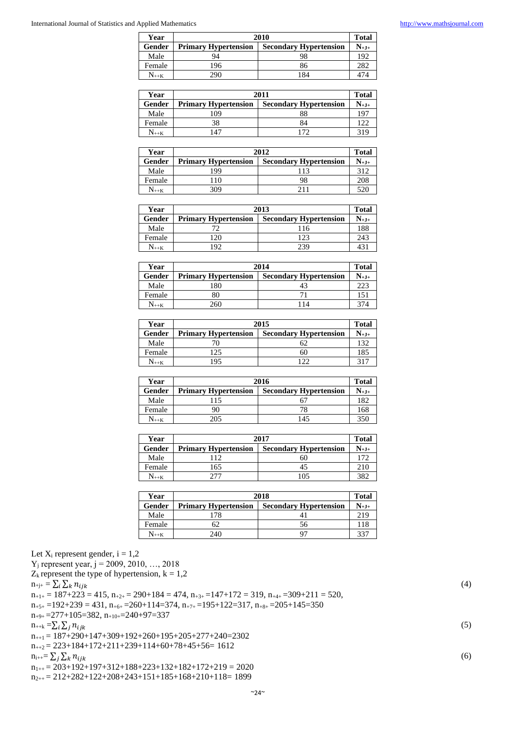| Year | 2010 | | Total |
|---|---|---|---|
| Gender | Primary Hypertension | Secondary Hypertension | $N_{+J+}$ |
| Male | 94 | 98 | 192 |
| Female | 196 | 86 | 282 |
| $N_{++K}$ | 290 | 184 | 474 |

| Year | 2011 | | Total |
|---|---|---|---|
| Gender | Primary Hypertension | Secondary Hypertension | $N_{+J+}$ |
| Male | 109 | 88 | 197 |
| Female | 38 | 84 | 122 |
| $N_{++K}$ | 147 | 172 | 319 |

| Year | 2012 | | Total |
|---|---|---|---|
| Gender | Primary Hypertension | Secondary Hypertension | $N_{+J+}$ |
| Male | 199 | 113 | 312 |
| Female | 110 | 98 | 208 |
| $N_{++K}$ | 309 | 211 | 520 |

| Year | 2013 | | Total |
|---|---|---|---|
| Gender | Primary Hypertension | Secondary Hypertension | $N_{+J+}$ |
| Male | 72 | 116 | 188 |
| Female | 120 | 123 | 243 |
| $N_{++K}$ | 192 | 239 | 431 |

| Year | 2014 | | Total |
|---|---|---|---|
| Gender | Primary Hypertension | Secondary Hypertension | $N_{+J+}$ |
| Male | 180 | 43 | 223 |
| Female | 80 | 71 | 151 |
| $N_{++K}$ | 260 | 114 | 374 |

| Year | 2015 | | Total |
|---|---|---|---|
| Gender | Primary Hypertension | Secondary Hypertension | $N_{+J+}$ |
| Male | 70 | 62 | 132 |
| Female | 125 | 60 | 185 |
| $N_{++K}$ | 195 | 122 | 317 |

| Year | 2016 | | Total |
|---|---|---|---|
| Gender | Primary Hypertension | Secondary Hypertension | $N_{+J+}$ |
| Male | 115 | 67 | 182 |
| Female | 90 | 78 | 168 |
| $N_{++K}$ | 205 | 145 | 350 |

| Year | 2017 | | Total |
|---|---|---|---|
| Gender | Primary Hypertension | Secondary Hypertension | $N_{+J+}$ |
| Male | 112 | 60 | 172 |
| Female | 165 | 45 | 210 |
| $N_{++K}$ | 277 | 105 | 382 |

| Year | 2018 | | Total |
|---|---|---|---|
| Gender | Primary Hypertension | Secondary Hypertension | $N_{+J+}$ |
| Male | 178 | 41 | 219 |
| Female | 62 | 56 | 118 |
| $N_{++K}$ | 240 | 97 | 337 |

Let $X_i$ represent gender, $i = 1,2$

$Y_j$ represent year, $j = 2009, 2010, \ldots, 2018$

$Z_k$ represent the type of hypertension, $k = 1,2$

$$n_{+j+} = \sum_i \sum_k n_{ijk} \tag{4}$$

$n_{+1+} = 187+223 = 415$, $n_{+2+} = 290+184 = 474$, $n_{+3+} = 147+172 = 319$, $n_{+4+} = 309+211 = 520$,

$n_{+5+} = 192+239 = 431$, $n_{+6+} = 260+114 = 374$, $n_{+7+} = 195+122 = 317$, $n_{+8+} = 205+145 = 350$

$n_{+9+} = 277+105 = 382$, $n_{+10+} = 240+97 = 337$

$$n_{++k} = \sum_i \sum_j n_{ijk} \tag{5}$$

$n_{++1} = 187+290+147+309+192+260+195+205+277+240 = 2302$

$n_{++2} = 223+184+172+211+239+114+60+78+45+56 = 1612$

$$n_{i++} = \sum_j \sum_k n_{ijk} \tag{6}$$

$n_{1++} = 203+192+197+312+188+223+132+182+172+219 = 2020$

$n_{2++} = 212+282+122+208+243+151+185+168+210+118 = 1899$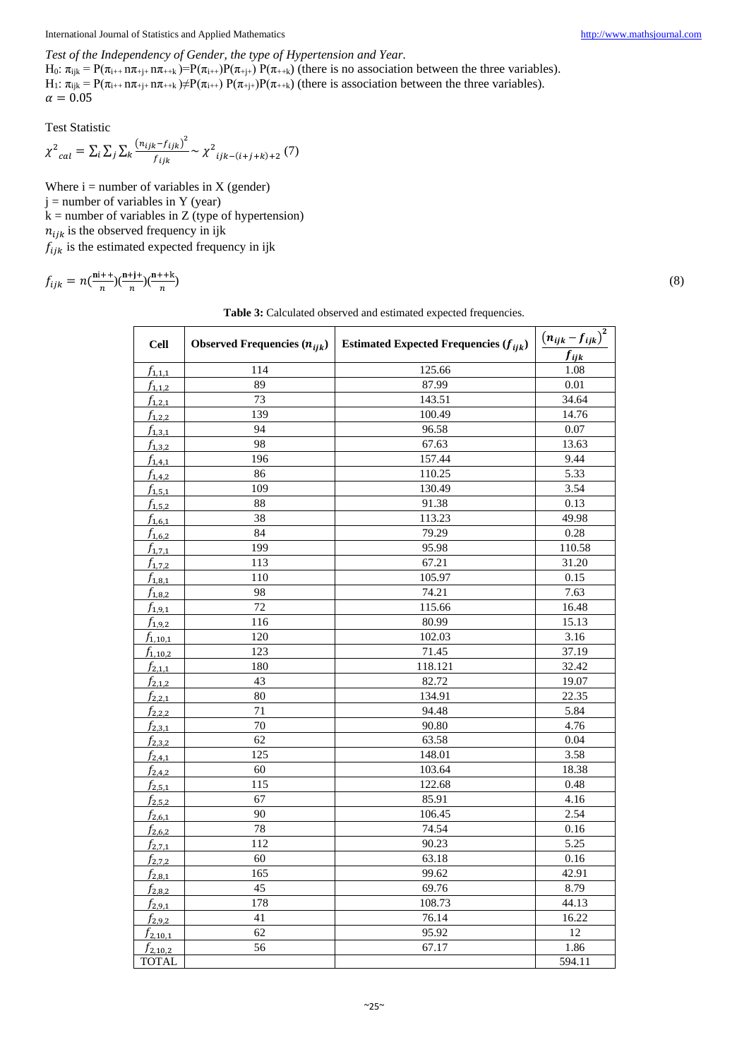*Test of the Independency of Gender, the type of Hypertension and Year.*

$H_0$: $\pi_{ijk} = P(\pi_{i++} n\pi_{+j+} n\pi_{++k}) = P(\pi_{i++})P(\pi_{+j+})P(\pi_{++k})$ (there is no association between the three variables).
$H_1$: $\pi_{ijk} = P(\pi_{i++} n\pi_{+j+} n\pi_{++k}) \neq P(\pi_{i++})P(\pi_{+j+})P(\pi_{++k})$ (there is association between the three variables).
$\alpha = 0.05$

Test Statistic

$$\chi^2_{cal} = \sum_i \sum_j \sum_k \frac{(n_{ijk} - f_{ijk})^2}{f_{ijk}} \sim \chi^2_{ijk-(i+j+k)+2} \quad (7)$$

Where i = number of variables in X (gender)
j = number of variables in Y (year)
k = number of variables in Z (type of hypertension)
$n_{ijk}$ is the observed frequency in ijk
$f_{ijk}$ is the estimated expected frequency in ijk

$$f_{ijk} = n\left(\frac{n_{i++}}{n}\right)\left(\frac{n_{+j+}}{n}\right)\left(\frac{n_{++k}}{n}\right) \quad (8)$$

**Table 3:** Calculated observed and estimated expected frequencies.

| Cell | Observed Frequencies ($n_{ijk}$) | Estimated Expected Frequencies ($f_{ijk}$) | $\frac{(n_{ijk} - f_{ijk})^2}{f_{ijk}}$ |
|---|---|---|---|
| $f_{1,1,1}$ | 114 | 125.66 | 1.08 |
| $f_{1,1,2}$ | 89 | 87.99 | 0.01 |
| $f_{1,2,1}$ | 73 | 143.51 | 34.64 |
| $f_{1,2,2}$ | 139 | 100.49 | 14.76 |
| $f_{1,3,1}$ | 94 | 96.58 | 0.07 |
| $f_{1,3,2}$ | 98 | 67.63 | 13.63 |
| $f_{1,4,1}$ | 196 | 157.44 | 9.44 |
| $f_{1,4,2}$ | 86 | 110.25 | 5.33 |
| $f_{1,5,1}$ | 109 | 130.49 | 3.54 |
| $f_{1,5,2}$ | 88 | 91.38 | 0.13 |
| $f_{1,6,1}$ | 38 | 113.23 | 49.98 |
| $f_{1,6,2}$ | 84 | 79.29 | 0.28 |
| $f_{1,7,1}$ | 199 | 95.98 | 110.58 |
| $f_{1,7,2}$ | 113 | 67.21 | 31.20 |
| $f_{1,8,1}$ | 110 | 105.97 | 0.15 |
| $f_{1,8,2}$ | 98 | 74.21 | 7.63 |
| $f_{1,9,1}$ | 72 | 115.66 | 16.48 |
| $f_{1,9,2}$ | 116 | 80.99 | 15.13 |
| $f_{1,10,1}$ | 120 | 102.03 | 3.16 |
| $f_{1,10,2}$ | 123 | 71.45 | 37.19 |
| $f_{2,1,1}$ | 180 | 118.121 | 32.42 |
| $f_{2,1,2}$ | 43 | 82.72 | 19.07 |
| $f_{2,2,1}$ | 80 | 134.91 | 22.35 |
| $f_{2,2,2}$ | 71 | 94.48 | 5.84 |
| $f_{2,3,1}$ | 70 | 90.80 | 4.76 |
| $f_{2,3,2}$ | 62 | 63.58 | 0.04 |
| $f_{2,4,1}$ | 125 | 148.01 | 3.58 |
| $f_{2,4,2}$ | 60 | 103.64 | 18.38 |
| $f_{2,5,1}$ | 115 | 122.68 | 0.48 |
| $f_{2,5,2}$ | 67 | 85.91 | 4.16 |
| $f_{2,6,1}$ | 90 | 106.45 | 2.54 |
| $f_{2,6,2}$ | 78 | 74.54 | 0.16 |
| $f_{2,7,1}$ | 112 | 90.23 | 5.25 |
| $f_{2,7,2}$ | 60 | 63.18 | 0.16 |
| $f_{2,8,1}$ | 165 | 99.62 | 42.91 |
| $f_{2,8,2}$ | 45 | 69.76 | 8.79 |
| $f_{2,9,1}$ | 178 | 108.73 | 44.13 |
| $f_{2,9,2}$ | 41 | 76.14 | 16.22 |
| $f_{2,10,1}$ | 62 | 95.92 | 12 |
| $f_{2,10,2}$ | 56 | 67.17 | 1.86 |
| TOTAL | | | 594.11 |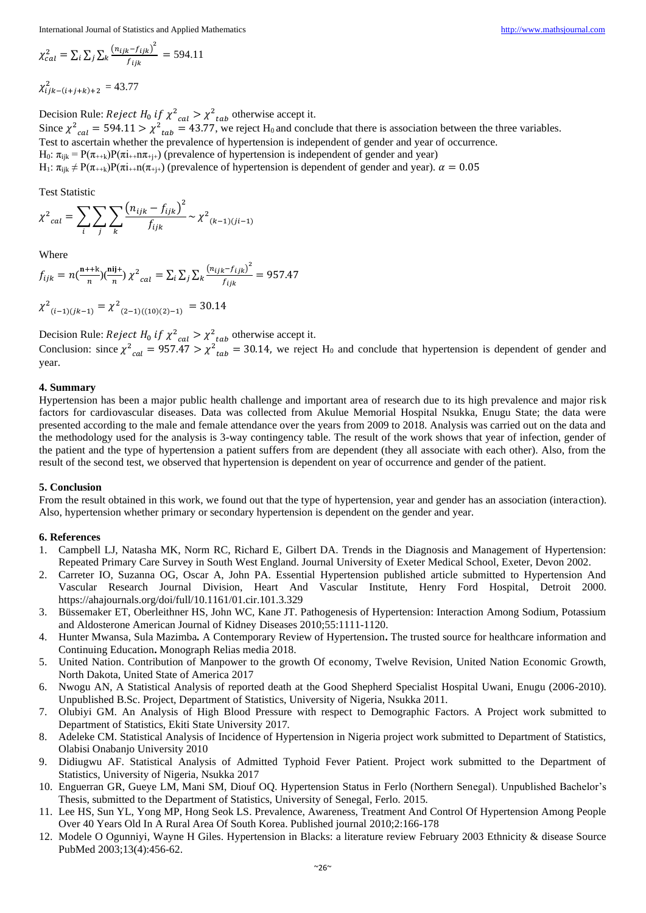$$\chi^2_{cal} = \sum_i \sum_j \sum_k \frac{\left(n_{ijk} - f_{ijk}\right)^2}{f_{ijk}} = 594.11$$

$$\chi^2_{ijk-(i+j+k)+2} = 43.77$$

Decision Rule: $Reject\ H_0\ if\ \chi^2{}_{cal} > \chi^2{}_{tab}$ otherwise accept it.

Since $\chi^2{}_{cal} = 594.11 > \chi^2{}_{tab} = 43.77$, we reject $H_0$ and conclude that there is association between the three variables.

Test to ascertain whether the prevalence of hypertension is independent of gender and year of occurrence.

$H_0$: $\pi_{ijk} = P(\pi_{++k})P(\pi i_{++} n\pi_{+j+})$ (prevalence of hypertension is independent of gender and year)

$H_1$: $\pi_{ijk} \neq P(\pi_{++k})P(\pi i_{++} n(\pi_{+j+})$ (prevalence of hypertension is dependent of gender and year). $\alpha = 0.05$

Test Statistic

$$\chi^2{}_{cal} = \sum_i \sum_j \sum_k \frac{\left(n_{ijk} - f_{ijk}\right)^2}{f_{ijk}} \sim \chi^2{}_{(k-1)(ji-1)}$$

Where

$$f_{ijk} = n\left(\frac{\mathbf{n{+}{+}k}}{n}\right)\left(\frac{\mathbf{nij+}}{n}\right) \chi^2{}_{cal} = \sum_i \sum_j \sum_k \frac{\left(n_{ijk} - f_{ijk}\right)^2}{f_{ijk}} = 957.47$$

$$\chi^2{}_{(i-1)(jk-1)} = \chi^2{}_{(2-1)((10)(2)-1)} = 30.14$$

Decision Rule: $Reject\ H_0\ if\ \chi^2{}_{cal} > \chi^2{}_{tab}$ otherwise accept it.

Conclusion: since $\chi^2{}_{cal} = 957.47 > \chi^2{}_{tab} = 30.14$, we reject $H_0$ and conclude that hypertension is dependent of gender and year.

## 4. Summary

Hypertension has been a major public health challenge and important area of research due to its high prevalence and major risk factors for cardiovascular diseases. Data was collected from Akulue Memorial Hospital Nsukka, Enugu State; the data were presented according to the male and female attendance over the years from 2009 to 2018. Analysis was carried out on the data and the methodology used for the analysis is 3-way contingency table. The result of the work shows that year of infection, gender of the patient and the type of hypertension a patient suffers from are dependent (they all associate with each other). Also, from the result of the second test, we observed that hypertension is dependent on year of occurrence and gender of the patient.

## 5. Conclusion

From the result obtained in this work, we found out that the type of hypertension, year and gender has an association (interaction). Also, hypertension whether primary or secondary hypertension is dependent on the gender and year.

## 6. References

1. Campbell LJ, Natasha MK, Norm RC, Richard E, Gilbert DA. Trends in the Diagnosis and Management of Hypertension: Repeated Primary Care Survey in South West England. Journal University of Exeter Medical School, Exeter, Devon 2002.
2. Carreter IO, Suzanna OG, Oscar A, John PA. Essential Hypertension published article submitted to Hypertension And Vascular Research Journal Division, Heart And Vascular Institute, Henry Ford Hospital, Detroit 2000. https://ahajournals.org/doi/full/10.1161/01.cir.101.3.329
3. Büssemaker ET, Oberleithner HS, John WC, Kane JT. Pathogenesis of Hypertension: Interaction Among Sodium, Potassium and Aldosterone American Journal of Kidney Diseases 2010;55:1111-1120.
4. Hunter Mwansa, Sula Mazimba**.** A Contemporary Review of Hypertension**.** The trusted source for healthcare information and Continuing Education**.** Monograph Relias media 2018.
5. United Nation. Contribution of Manpower to the growth Of economy, Twelve Revision, United Nation Economic Growth, North Dakota, United State of America 2017
6. Nwogu AN, A Statistical Analysis of reported death at the Good Shepherd Specialist Hospital Uwani, Enugu (2006-2010). Unpublished B.Sc. Project, Department of Statistics, University of Nigeria, Nsukka 2011.
7. Olubiyi GM. An Analysis of High Blood Pressure with respect to Demographic Factors. A Project work submitted to Department of Statistics, Ekiti State University 2017.
8. Adeleke CM. Statistical Analysis of Incidence of Hypertension in Nigeria project work submitted to Department of Statistics, Olabisi Onabanjo University 2010
9. Didiugwu AF. Statistical Analysis of Admitted Typhoid Fever Patient. Project work submitted to the Department of Statistics, University of Nigeria, Nsukka 2017
10. Enguerran GR, Gueye LM, Mani SM, Diouf OQ. Hypertension Status in Ferlo (Northern Senegal). Unpublished Bachelor's Thesis, submitted to the Department of Statistics, University of Senegal, Ferlo. 2015.
11. Lee HS, Sun YL, Yong MP, Hong Seok LS. Prevalence, Awareness, Treatment And Control Of Hypertension Among People Over 40 Years Old In A Rural Area Of South Korea. Published journal 2010;2:166-178
12. Modele O Ogunniyi, Wayne H Giles. Hypertension in Blacks: a literature review February 2003 Ethnicity & disease Source PubMed 2003;13(4):456-62.